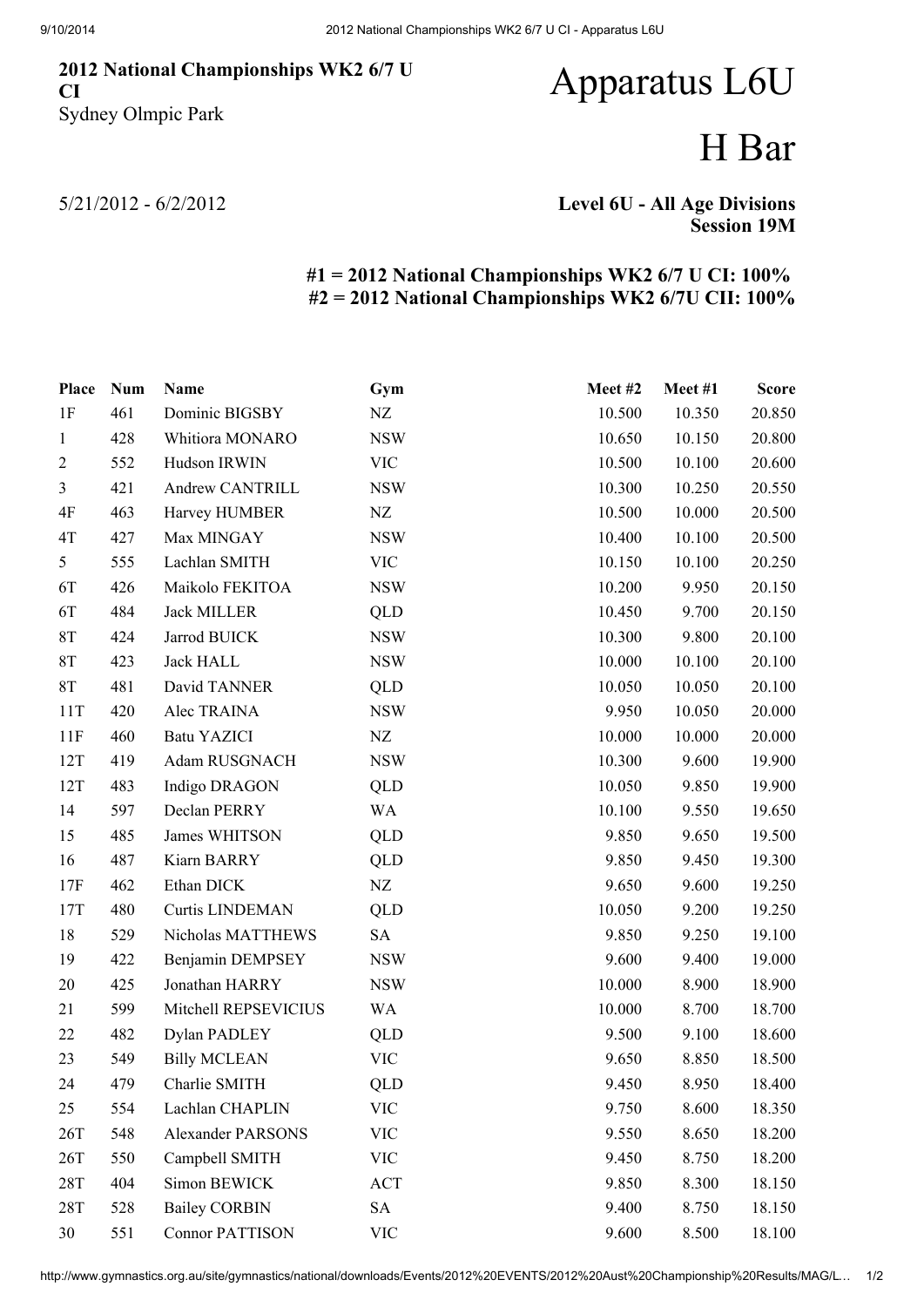**2012 National Championships WK2 6/7 U CI**
Sydney Olmpic Park

5/21/2012 - 6/2/2012

# Apparatus L6U

# H Bar

**Level 6U - All Age Divisions**
**Session 19M**

**#1 = 2012 National Championships WK2 6/7 U CI: 100%**
**#2 = 2012 National Championships WK2 6/7U CII: 100%**

| Place | Num | Name | Gym | Meet #2 | Meet #1 | Score |
|---|---|---|---|---|---|---|
| 1F | 461 | Dominic BIGSBY | NZ | 10.500 | 10.350 | 20.850 |
| 1 | 428 | Whitiora MONARO | NSW | 10.650 | 10.150 | 20.800 |
| 2 | 552 | Hudson IRWIN | VIC | 10.500 | 10.100 | 20.600 |
| 3 | 421 | Andrew CANTRILL | NSW | 10.300 | 10.250 | 20.550 |
| 4F | 463 | Harvey HUMBER | NZ | 10.500 | 10.000 | 20.500 |
| 4T | 427 | Max MINGAY | NSW | 10.400 | 10.100 | 20.500 |
| 5 | 555 | Lachlan SMITH | VIC | 10.150 | 10.100 | 20.250 |
| 6T | 426 | Maikolo FEKITOA | NSW | 10.200 | 9.950 | 20.150 |
| 6T | 484 | Jack MILLER | QLD | 10.450 | 9.700 | 20.150 |
| 8T | 424 | Jarrod BUICK | NSW | 10.300 | 9.800 | 20.100 |
| 8T | 423 | Jack HALL | NSW | 10.000 | 10.100 | 20.100 |
| 8T | 481 | David TANNER | QLD | 10.050 | 10.050 | 20.100 |
| 11T | 420 | Alec TRAINA | NSW | 9.950 | 10.050 | 20.000 |
| 11F | 460 | Batu YAZICI | NZ | 10.000 | 10.000 | 20.000 |
| 12T | 419 | Adam RUSGNACH | NSW | 10.300 | 9.600 | 19.900 |
| 12T | 483 | Indigo DRAGON | QLD | 10.050 | 9.850 | 19.900 |
| 14 | 597 | Declan PERRY | WA | 10.100 | 9.550 | 19.650 |
| 15 | 485 | James WHITSON | QLD | 9.850 | 9.650 | 19.500 |
| 16 | 487 | Kiarn BARRY | QLD | 9.850 | 9.450 | 19.300 |
| 17F | 462 | Ethan DICK | NZ | 9.650 | 9.600 | 19.250 |
| 17T | 480 | Curtis LINDEMAN | QLD | 10.050 | 9.200 | 19.250 |
| 18 | 529 | Nicholas MATTHEWS | SA | 9.850 | 9.250 | 19.100 |
| 19 | 422 | Benjamin DEMPSEY | NSW | 9.600 | 9.400 | 19.000 |
| 20 | 425 | Jonathan HARRY | NSW | 10.000 | 8.900 | 18.900 |
| 21 | 599 | Mitchell REPSEVICIUS | WA | 10.000 | 8.700 | 18.700 |
| 22 | 482 | Dylan PADLEY | QLD | 9.500 | 9.100 | 18.600 |
| 23 | 549 | Billy MCLEAN | VIC | 9.650 | 8.850 | 18.500 |
| 24 | 479 | Charlie SMITH | QLD | 9.450 | 8.950 | 18.400 |
| 25 | 554 | Lachlan CHAPLIN | VIC | 9.750 | 8.600 | 18.350 |
| 26T | 548 | Alexander PARSONS | VIC | 9.550 | 8.650 | 18.200 |
| 26T | 550 | Campbell SMITH | VIC | 9.450 | 8.750 | 18.200 |
| 28T | 404 | Simon BEWICK | ACT | 9.850 | 8.300 | 18.150 |
| 28T | 528 | Bailey CORBIN | SA | 9.400 | 8.750 | 18.150 |
| 30 | 551 | Connor PATTISON | VIC | 9.600 | 8.500 | 18.100 |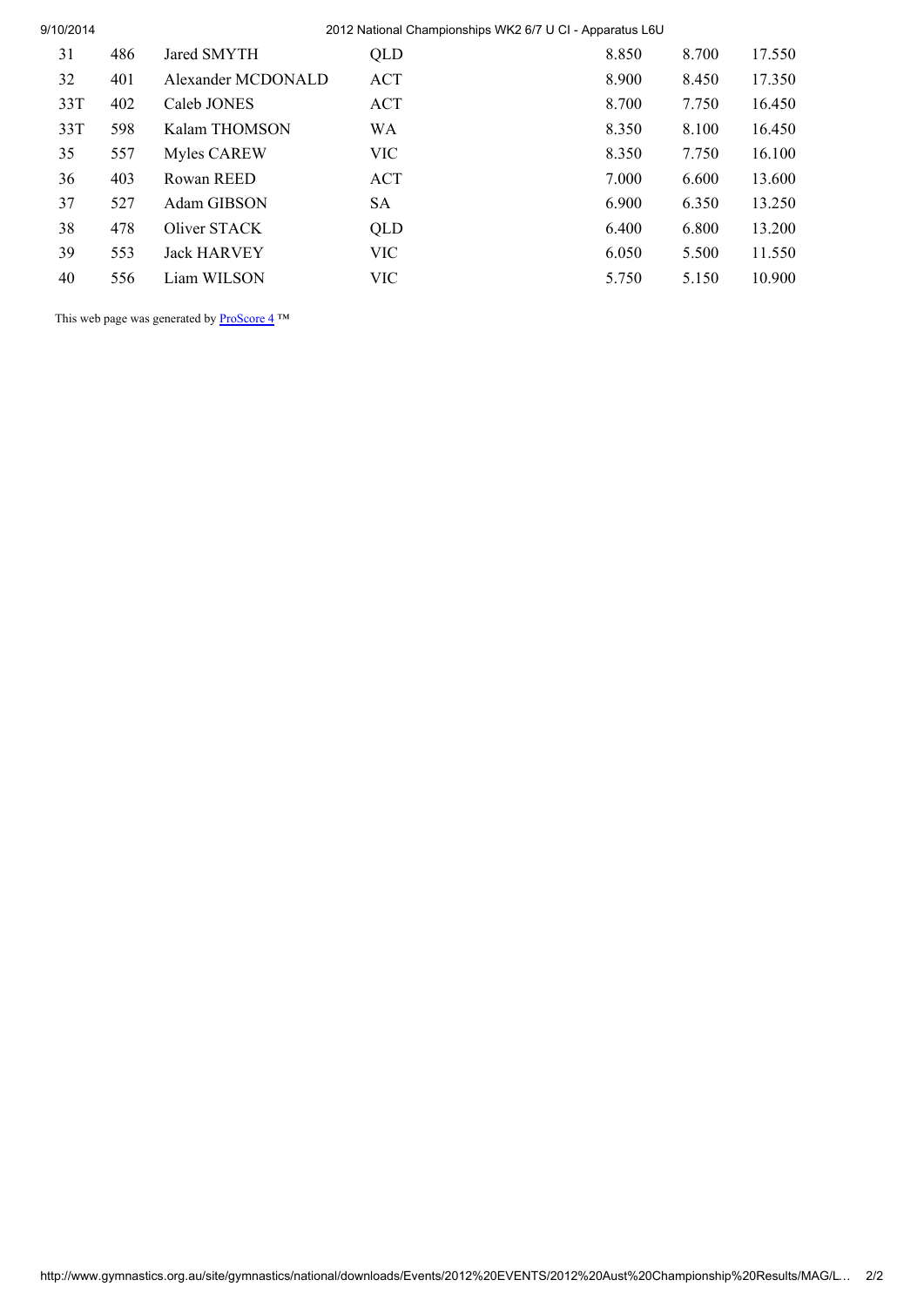| | | | | | | |
|---|---|---|---|---|---|---|
| 31 | 486 | Jared SMYTH | QLD | 8.850 | 8.700 | 17.550 |
| 32 | 401 | Alexander MCDONALD | ACT | 8.900 | 8.450 | 17.350 |
| 33T | 402 | Caleb JONES | ACT | 8.700 | 7.750 | 16.450 |
| 33T | 598 | Kalam THOMSON | WA | 8.350 | 8.100 | 16.450 |
| 35 | 557 | Myles CAREW | VIC | 8.350 | 7.750 | 16.100 |
| 36 | 403 | Rowan REED | ACT | 7.000 | 6.600 | 13.600 |
| 37 | 527 | Adam GIBSON | SA | 6.900 | 6.350 | 13.250 |
| 38 | 478 | Oliver STACK | QLD | 6.400 | 6.800 | 13.200 |
| 39 | 553 | Jack HARVEY | VIC | 6.050 | 5.500 | 11.550 |
| 40 | 556 | Liam WILSON | VIC | 5.750 | 5.150 | 10.900 |

This web page was generated by ProScore 4 ™